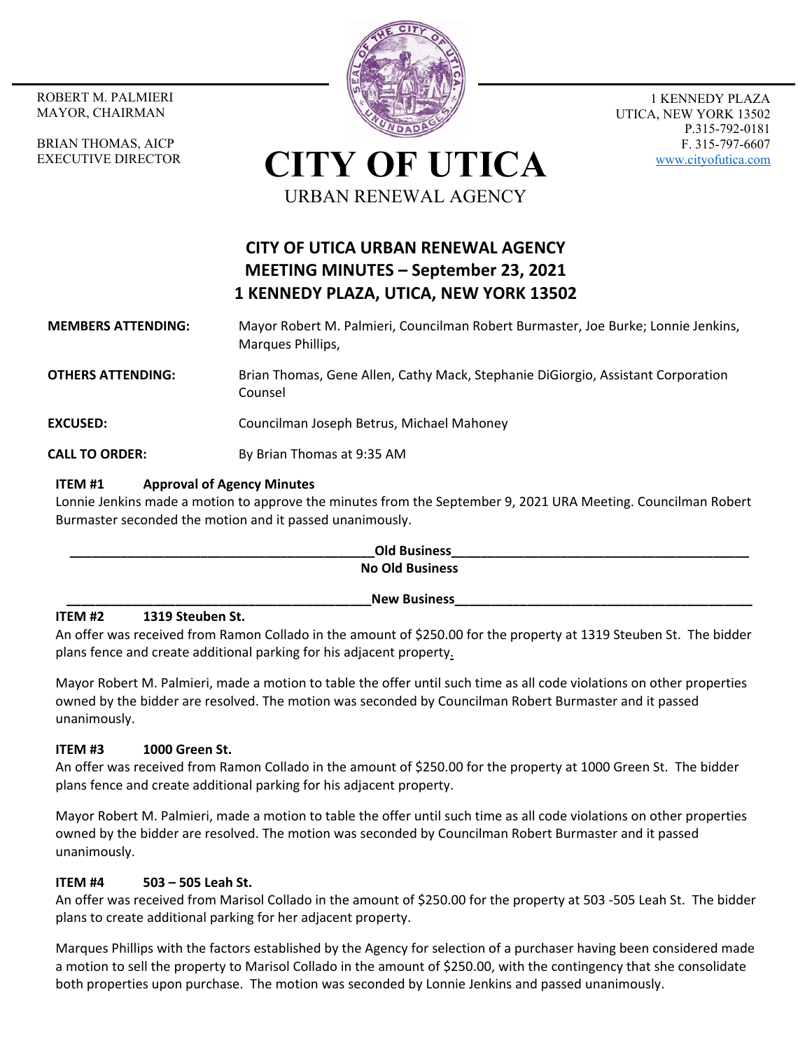ROBERT M. PALMIERI
MAYOR, CHAIRMAN

BRIAN THOMAS, AICP
EXECUTIVE DIRECTOR

# CITY OF UTICA

URBAN RENEWAL AGENCY

1 KENNEDY PLAZA
UTICA, NEW YORK 13502
P.315-792-0181
F. 315-797-6607
www.cityofutica.com

## CITY OF UTICA URBAN RENEWAL AGENCY
## MEETING MINUTES – September 23, 2021
## 1 KENNEDY PLAZA, UTICA, NEW YORK 13502

**MEMBERS ATTENDING:** Mayor Robert M. Palmieri, Councilman Robert Burmaster, Joe Burke; Lonnie Jenkins, Marques Phillips,

**OTHERS ATTENDING:** Brian Thomas, Gene Allen, Cathy Mack, Stephanie DiGiorgio, Assistant Corporation Counsel

**EXCUSED:** Councilman Joseph Betrus, Michael Mahoney

**CALL TO ORDER:** By Brian Thomas at 9:35 AM

**ITEM #1 Approval of Agency Minutes**

Lonnie Jenkins made a motion to approve the minutes from the September 9, 2021 URA Meeting. Councilman Robert Burmaster seconded the motion and it passed unanimously.

**Old Business**

**No Old Business**

**New Business**

**ITEM #2 1319 Steuben St.**

An offer was received from Ramon Collado in the amount of $250.00 for the property at 1319 Steuben St. The bidder plans fence and create additional parking for his adjacent property.

Mayor Robert M. Palmieri, made a motion to table the offer until such time as all code violations on other properties owned by the bidder are resolved. The motion was seconded by Councilman Robert Burmaster and it passed unanimously.

**ITEM #3 1000 Green St.**

An offer was received from Ramon Collado in the amount of $250.00 for the property at 1000 Green St. The bidder plans fence and create additional parking for his adjacent property.

Mayor Robert M. Palmieri, made a motion to table the offer until such time as all code violations on other properties owned by the bidder are resolved. The motion was seconded by Councilman Robert Burmaster and it passed unanimously.

**ITEM #4 503 – 505 Leah St.**

An offer was received from Marisol Collado in the amount of $250.00 for the property at 503 -505 Leah St. The bidder plans to create additional parking for her adjacent property.

Marques Phillips with the factors established by the Agency for selection of a purchaser having been considered made a motion to sell the property to Marisol Collado in the amount of $250.00, with the contingency that she consolidate both properties upon purchase. The motion was seconded by Lonnie Jenkins and passed unanimously.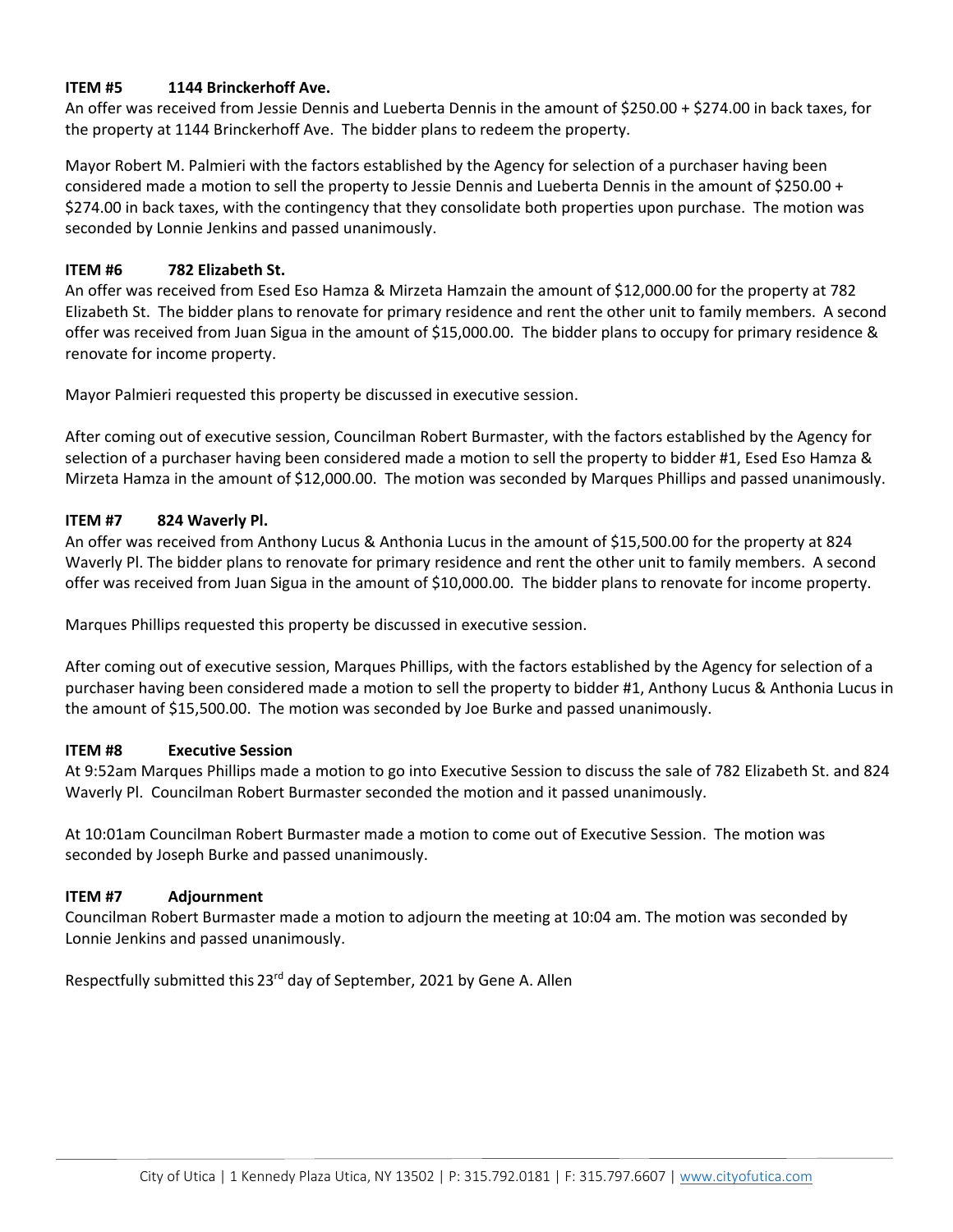**ITEM #5 1144 Brinckerhoff Ave.**

An offer was received from Jessie Dennis and Lueberta Dennis in the amount of $250.00 + $274.00 in back taxes, for the property at 1144 Brinckerhoff Ave. The bidder plans to redeem the property.

Mayor Robert M. Palmieri with the factors established by the Agency for selection of a purchaser having been considered made a motion to sell the property to Jessie Dennis and Lueberta Dennis in the amount of $250.00 + $274.00 in back taxes, with the contingency that they consolidate both properties upon purchase. The motion was seconded by Lonnie Jenkins and passed unanimously.

**ITEM #6 782 Elizabeth St.**

An offer was received from Esed Eso Hamza & Mirzeta Hamzain the amount of $12,000.00 for the property at 782 Elizabeth St. The bidder plans to renovate for primary residence and rent the other unit to family members. A second offer was received from Juan Sigua in the amount of $15,000.00. The bidder plans to occupy for primary residence & renovate for income property.

Mayor Palmieri requested this property be discussed in executive session.

After coming out of executive session, Councilman Robert Burmaster, with the factors established by the Agency for selection of a purchaser having been considered made a motion to sell the property to bidder #1, Esed Eso Hamza & Mirzeta Hamza in the amount of $12,000.00. The motion was seconded by Marques Phillips and passed unanimously.

**ITEM #7 824 Waverly Pl.**

An offer was received from Anthony Lucus & Anthonia Lucus in the amount of $15,500.00 for the property at 824 Waverly Pl. The bidder plans to renovate for primary residence and rent the other unit to family members. A second offer was received from Juan Sigua in the amount of $10,000.00. The bidder plans to renovate for income property.

Marques Phillips requested this property be discussed in executive session.

After coming out of executive session, Marques Phillips, with the factors established by the Agency for selection of a purchaser having been considered made a motion to sell the property to bidder #1, Anthony Lucus & Anthonia Lucus in the amount of $15,500.00. The motion was seconded by Joe Burke and passed unanimously.

**ITEM #8 Executive Session**

At 9:52am Marques Phillips made a motion to go into Executive Session to discuss the sale of 782 Elizabeth St. and 824 Waverly Pl. Councilman Robert Burmaster seconded the motion and it passed unanimously.

At 10:01am Councilman Robert Burmaster made a motion to come out of Executive Session. The motion was seconded by Joseph Burke and passed unanimously.

**ITEM #7 Adjournment**

Councilman Robert Burmaster made a motion to adjourn the meeting at 10:04 am. The motion was seconded by Lonnie Jenkins and passed unanimously.

Respectfully submitted this 23rd day of September, 2021 by Gene A. Allen